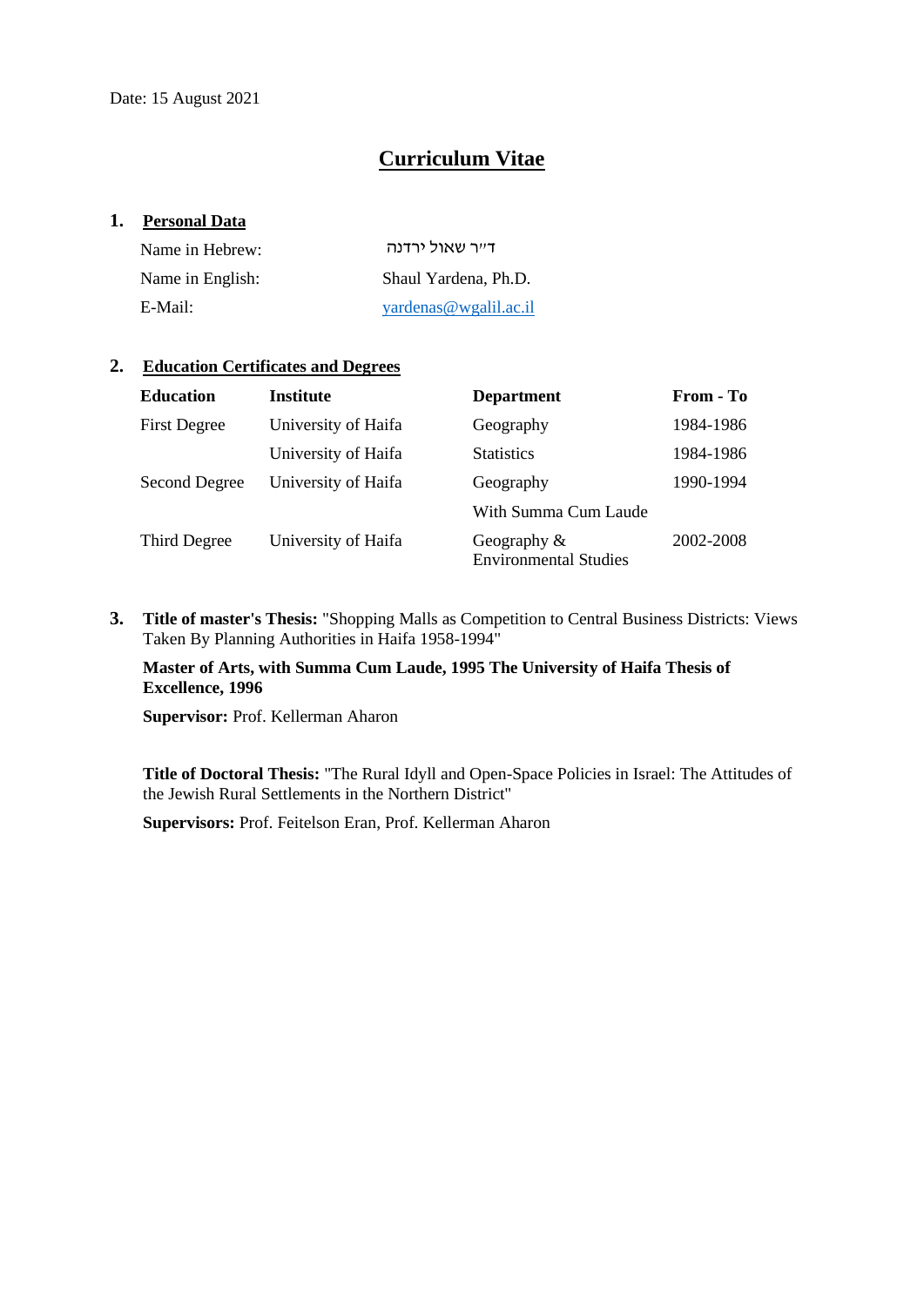Date: 15 August 2021

# Curriculum Vitae

## 1. Personal Data

| | |
|---|---|
| Name in Hebrew: | ד"ר שאול ירדנה |
| Name in English: | Shaul Yardena, Ph.D. |
| E-Mail: | yardenas@wgalil.ac.il |

## 2. Education Certificates and Degrees

| Education | Institute | Department | From - To |
|---|---|---|---|
| First Degree | University of Haifa | Geography | 1984-1986 |
| | University of Haifa | Statistics | 1984-1986 |
| Second Degree | University of Haifa | Geography | 1990-1994 |
| | | With Summa Cum Laude | |
| Third Degree | University of Haifa | Geography & Environmental Studies | 2002-2008 |

**3.** **Title of master's Thesis:** "Shopping Malls as Competition to Central Business Districts: Views Taken By Planning Authorities in Haifa 1958-1994"

**Master of Arts, with Summa Cum Laude, 1995 The University of Haifa Thesis of Excellence, 1996**

**Supervisor:** Prof. Kellerman Aharon

**Title of Doctoral Thesis:** "The Rural Idyll and Open-Space Policies in Israel: The Attitudes of the Jewish Rural Settlements in the Northern District"

**Supervisors:** Prof. Feitelson Eran, Prof. Kellerman Aharon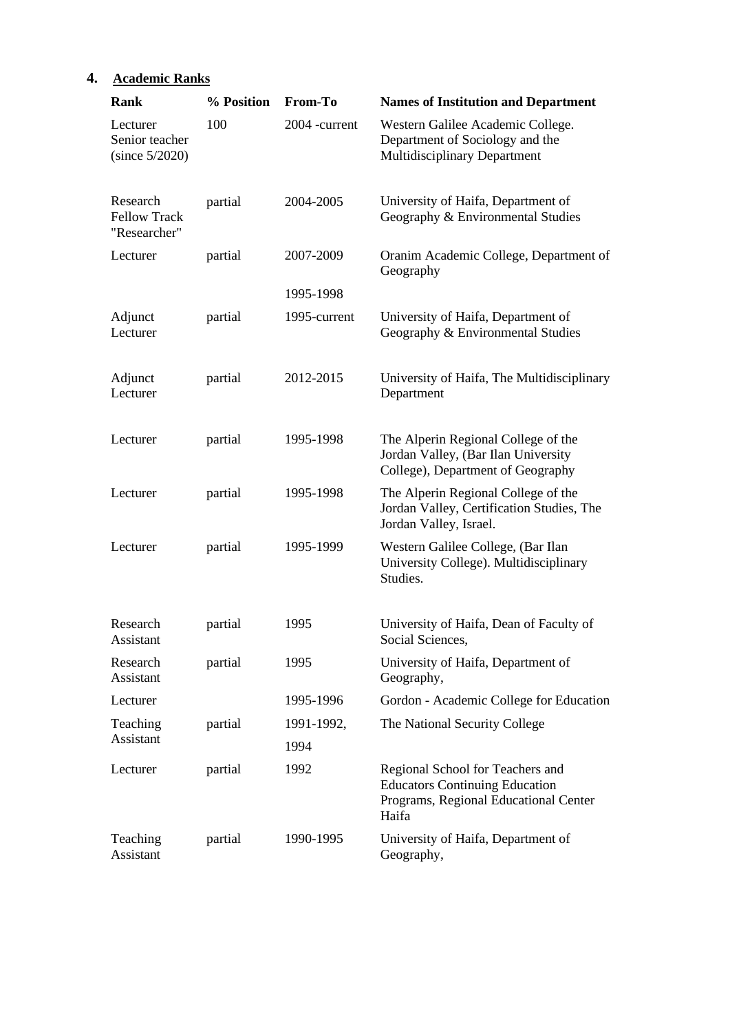## 4. Academic Ranks

| Rank | % Position | From-To | Names of Institution and Department |
|---|---|---|---|
| Lecturer Senior teacher (since 5/2020) | 100 | 2004 -current | Western Galilee Academic College. Department of Sociology and the Multidisciplinary Department |
| Research Fellow Track "Researcher" | partial | 2004-2005 | University of Haifa, Department of Geography & Environmental Studies |
| Lecturer | partial | 2007-2009 | Oranim Academic College, Department of Geography |
| | | 1995-1998 | |
| Adjunct Lecturer | partial | 1995-current | University of Haifa, Department of Geography & Environmental Studies |
| Adjunct Lecturer | partial | 2012-2015 | University of Haifa, The Multidisciplinary Department |
| Lecturer | partial | 1995-1998 | The Alperin Regional College of the Jordan Valley, (Bar Ilan University College), Department of Geography |
| Lecturer | partial | 1995-1998 | The Alperin Regional College of the Jordan Valley, Certification Studies, The Jordan Valley, Israel. |
| Lecturer | partial | 1995-1999 | Western Galilee College, (Bar Ilan University College). Multidisciplinary Studies. |
| Research Assistant | partial | 1995 | University of Haifa, Dean of Faculty of Social Sciences, |
| Research Assistant | partial | 1995 | University of Haifa, Department of Geography, |
| Lecturer | | 1995-1996 | Gordon - Academic College for Education |
| Teaching Assistant | partial | 1991-1992, 1994 | The National Security College |
| Lecturer | partial | 1992 | Regional School for Teachers and Educators Continuing Education Programs, Regional Educational Center Haifa |
| Teaching Assistant | partial | 1990-1995 | University of Haifa, Department of Geography, |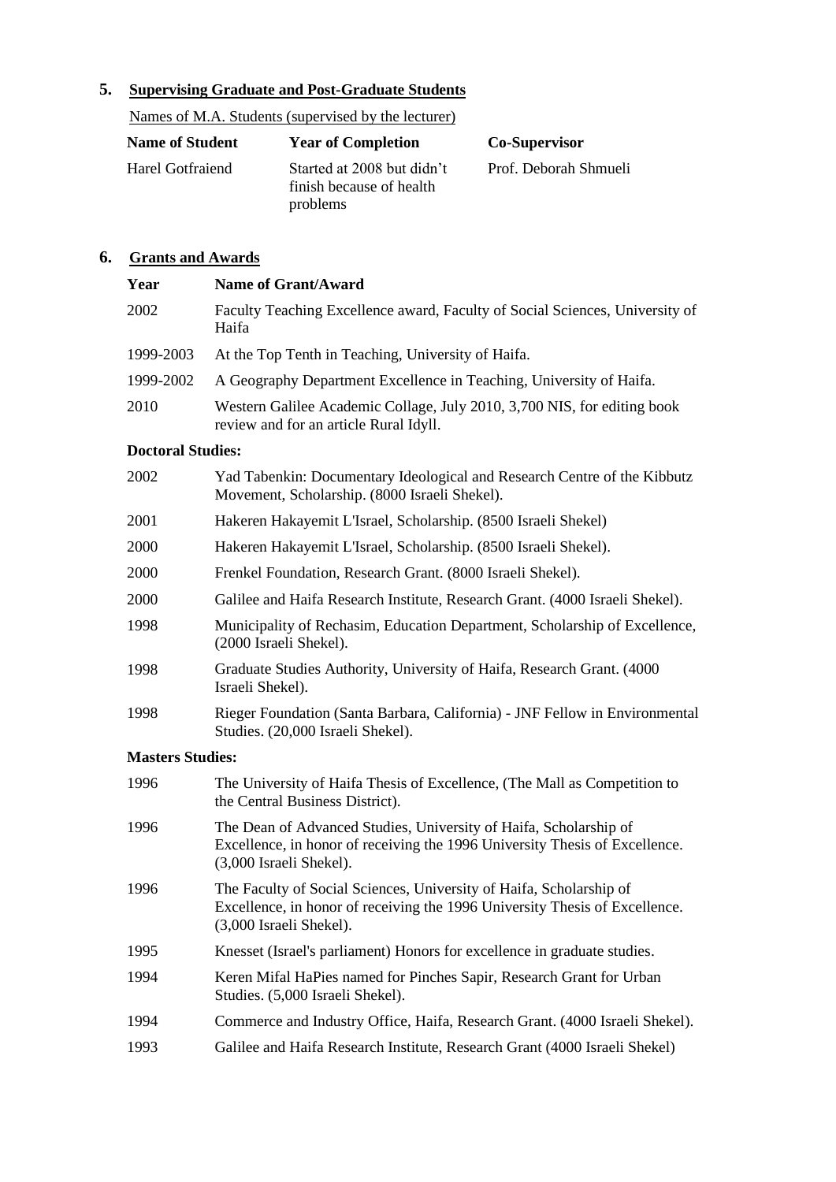## 5. Supervising Graduate and Post-Graduate Students

Names of M.A. Students (supervised by the lecturer)

| Name of Student | Year of Completion | Co-Supervisor |
|---|---|---|
| Harel Gotfraiend | Started at 2008 but didn't finish because of health problems | Prof. Deborah Shmueli |

## 6. Grants and Awards

| Year | Name of Grant/Award |
|---|---|
| 2002 | Faculty Teaching Excellence award, Faculty of Social Sciences, University of Haifa |
| 1999-2003 | At the Top Tenth in Teaching, University of Haifa. |
| 1999-2002 | A Geography Department Excellence in Teaching, University of Haifa. |
| 2010 | Western Galilee Academic Collage, July 2010, 3,700 NIS, for editing book review and for an article Rural Idyll. |

**Doctoral Studies:**

| Year | Name of Grant/Award |
|---|---|
| 2002 | Yad Tabenkin: Documentary Ideological and Research Centre of the Kibbutz Movement, Scholarship. (8000 Israeli Shekel). |
| 2001 | Hakeren Hakayemit L'Israel, Scholarship. (8500 Israeli Shekel) |
| 2000 | Hakeren Hakayemit L'Israel, Scholarship. (8500 Israeli Shekel). |
| 2000 | Frenkel Foundation, Research Grant. (8000 Israeli Shekel). |
| 2000 | Galilee and Haifa Research Institute, Research Grant. (4000 Israeli Shekel). |
| 1998 | Municipality of Rechasim, Education Department, Scholarship of Excellence, (2000 Israeli Shekel). |
| 1998 | Graduate Studies Authority, University of Haifa, Research Grant. (4000 Israeli Shekel). |
| 1998 | Rieger Foundation (Santa Barbara, California) - JNF Fellow in Environmental Studies. (20,000 Israeli Shekel). |

**Masters Studies:**

| Year | Name of Grant/Award |
|---|---|
| 1996 | The University of Haifa Thesis of Excellence, (The Mall as Competition to the Central Business District). |
| 1996 | The Dean of Advanced Studies, University of Haifa, Scholarship of Excellence, in honor of receiving the 1996 University Thesis of Excellence. (3,000 Israeli Shekel). |
| 1996 | The Faculty of Social Sciences, University of Haifa, Scholarship of Excellence, in honor of receiving the 1996 University Thesis of Excellence. (3,000 Israeli Shekel). |
| 1995 | Knesset (Israel's parliament) Honors for excellence in graduate studies. |
| 1994 | Keren Mifal HaPies named for Pinches Sapir, Research Grant for Urban Studies. (5,000 Israeli Shekel). |
| 1994 | Commerce and Industry Office, Haifa, Research Grant. (4000 Israeli Shekel). |
| 1993 | Galilee and Haifa Research Institute, Research Grant (4000 Israeli Shekel) |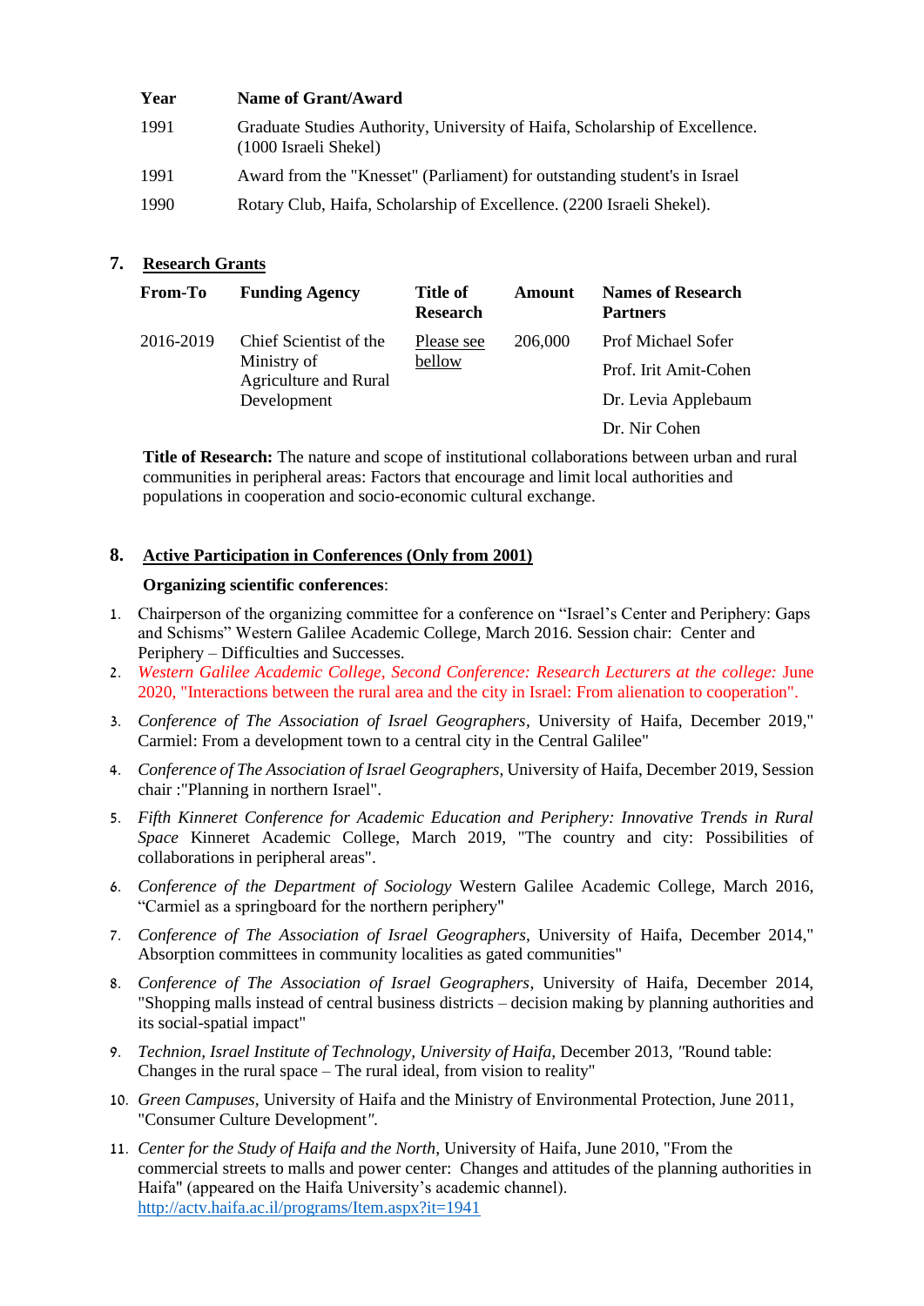| Year | Name of Grant/Award |
|---|---|
| 1991 | Graduate Studies Authority, University of Haifa, Scholarship of Excellence. (1000 Israeli Shekel) |
| 1991 | Award from the "Knesset" (Parliament) for outstanding student's in Israel |
| 1990 | Rotary Club, Haifa, Scholarship of Excellence. (2200 Israeli Shekel). |

## 7. Research Grants

| From-To | Funding Agency | Title of Research | Amount | Names of Research Partners |
|---|---|---|---|---|
| 2016-2019 | Chief Scientist of the Ministry of Agriculture and Rural Development | Please see bellow | 206,000 | Prof Michael Sofer<br>Prof. Irit Amit-Cohen<br>Dr. Levia Applebaum<br>Dr. Nir Cohen |

**Title of Research:** The nature and scope of institutional collaborations between urban and rural communities in peripheral areas: Factors that encourage and limit local authorities and populations in cooperation and socio-economic cultural exchange.

## 8. Active Participation in Conferences (Only from 2001)

**Organizing scientific conferences**:

1. Chairperson of the organizing committee for a conference on "Israel's Center and Periphery: Gaps and Schisms" Western Galilee Academic College, March 2016. Session chair: Center and Periphery – Difficulties and Successes.
2. *Western Galilee Academic College, Second Conference: Research Lecturers at the college:* June 2020, "Interactions between the rural area and the city in Israel: From alienation to cooperation".
3. *Conference of The Association of Israel Geographers*, University of Haifa, December 2019," Carmiel: From a development town to a central city in the Central Galilee"
4. *Conference of The Association of Israel Geographers*, University of Haifa, December 2019, Session chair :"Planning in northern Israel".
5. *Fifth Kinneret Conference for Academic Education and Periphery: Innovative Trends in Rural Space* Kinneret Academic College, March 2019, "The country and city: Possibilities of collaborations in peripheral areas".
6. *Conference of the Department of Sociology* Western Galilee Academic College, March 2016, "Carmiel as a springboard for the northern periphery"
7. *Conference of The Association of Israel Geographers*, University of Haifa, December 2014," Absorption committees in community localities as gated communities"
8. *Conference of The Association of Israel Geographers*, University of Haifa, December 2014, "Shopping malls instead of central business districts – decision making by planning authorities and its social-spatial impact"
9. *Technion, Israel Institute of Technology, University of Haifa,* December 2013, *"*Round table: Changes in the rural space – The rural ideal, from vision to reality"
10. *Green Campuses*, University of Haifa and the Ministry of Environmental Protection, June 2011, "Consumer Culture Development*"*.
11. *Center for the Study of Haifa and the North*, University of Haifa, June 2010, "From the commercial streets to malls and power center: Changes and attitudes of the planning authorities in Haifa" (appeared on the Haifa University's academic channel). http://actv.haifa.ac.il/programs/Item.aspx?it=1941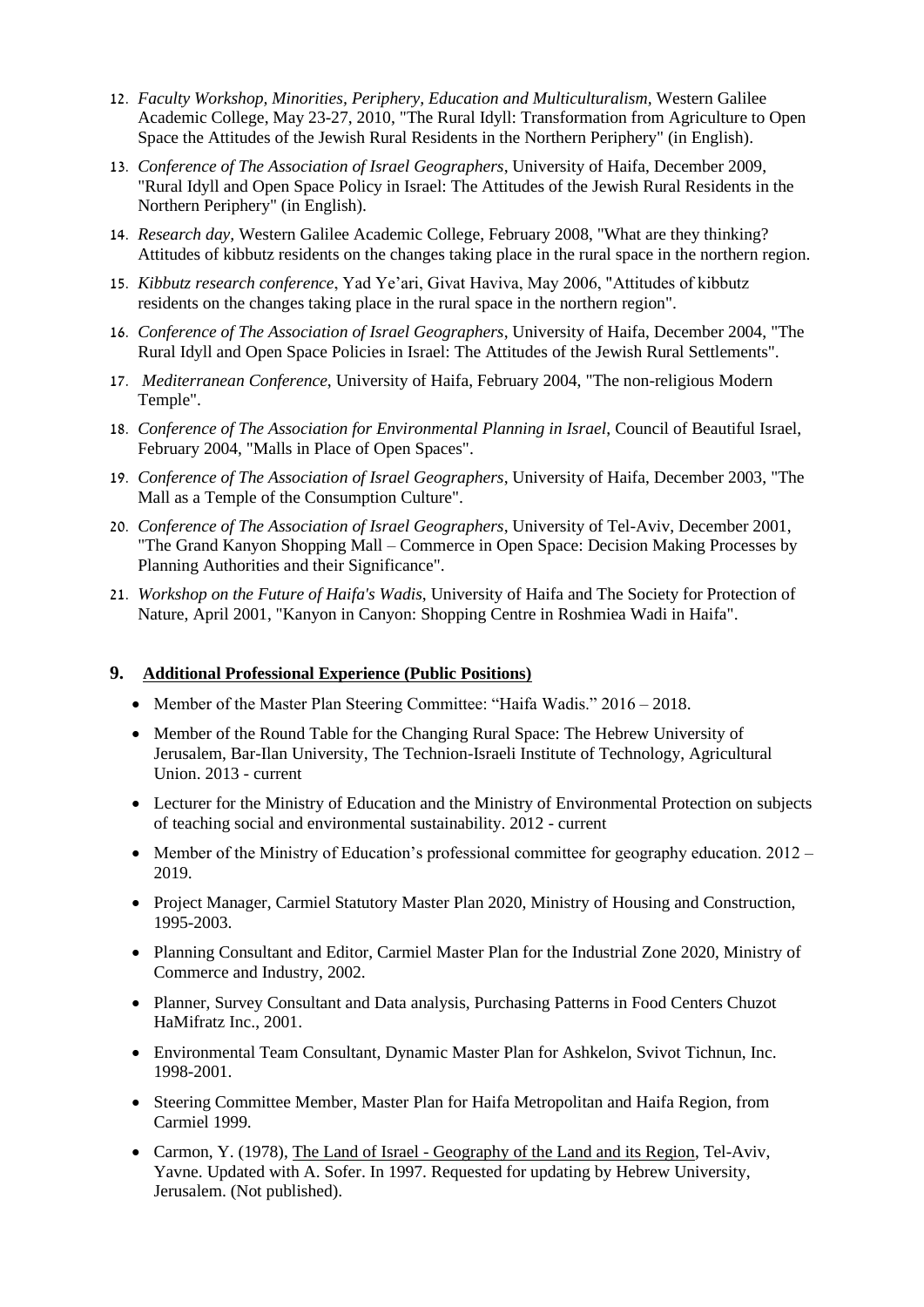12. *Faculty Workshop, Minorities, Periphery, Education and Multiculturalism*, Western Galilee Academic College, May 23-27, 2010, "The Rural Idyll: Transformation from Agriculture to Open Space the Attitudes of the Jewish Rural Residents in the Northern Periphery" (in English).
13. *Conference of The Association of Israel Geographers*, University of Haifa, December 2009, "Rural Idyll and Open Space Policy in Israel: The Attitudes of the Jewish Rural Residents in the Northern Periphery" (in English).
14. *Research day*, Western Galilee Academic College, February 2008, "What are they thinking? Attitudes of kibbutz residents on the changes taking place in the rural space in the northern region.
15. *Kibbutz research conference*, Yad Ye'ari, Givat Haviva, May 2006, "Attitudes of kibbutz residents on the changes taking place in the rural space in the northern region".
16. *Conference of The Association of Israel Geographers*, University of Haifa, December 2004, "The Rural Idyll and Open Space Policies in Israel: The Attitudes of the Jewish Rural Settlements".
17. *Mediterranean Conference*, University of Haifa, February 2004, "The non-religious Modern Temple".
18. *Conference of The Association for Environmental Planning in Israel*, Council of Beautiful Israel, February 2004, "Malls in Place of Open Spaces".
19. *Conference of The Association of Israel Geographers*, University of Haifa, December 2003, "The Mall as a Temple of the Consumption Culture".
20. *Conference of The Association of Israel Geographers*, University of Tel-Aviv, December 2001, "The Grand Kanyon Shopping Mall – Commerce in Open Space: Decision Making Processes by Planning Authorities and their Significance".
21. *Workshop on the Future of Haifa's Wadis*, University of Haifa and The Society for Protection of Nature, April 2001, "Kanyon in Canyon: Shopping Centre in Roshmiea Wadi in Haifa".

## 9. Additional Professional Experience (Public Positions)

- Member of the Master Plan Steering Committee: "Haifa Wadis." 2016 – 2018.
- Member of the Round Table for the Changing Rural Space: The Hebrew University of Jerusalem, Bar-Ilan University, The Technion-Israeli Institute of Technology, Agricultural Union. 2013 - current
- Lecturer for the Ministry of Education and the Ministry of Environmental Protection on subjects of teaching social and environmental sustainability. 2012 - current
- Member of the Ministry of Education's professional committee for geography education. 2012 – 2019.
- Project Manager, Carmiel Statutory Master Plan 2020, Ministry of Housing and Construction, 1995-2003.
- Planning Consultant and Editor, Carmiel Master Plan for the Industrial Zone 2020, Ministry of Commerce and Industry, 2002.
- Planner, Survey Consultant and Data analysis, Purchasing Patterns in Food Centers Chuzot HaMifratz Inc., 2001.
- Environmental Team Consultant, Dynamic Master Plan for Ashkelon, Svivot Tichnun, Inc. 1998-2001.
- Steering Committee Member, Master Plan for Haifa Metropolitan and Haifa Region, from Carmiel 1999.
- Carmon, Y. (1978), The Land of Israel - Geography of the Land and its Region, Tel-Aviv, Yavne. Updated with A. Sofer. In 1997. Requested for updating by Hebrew University, Jerusalem. (Not published).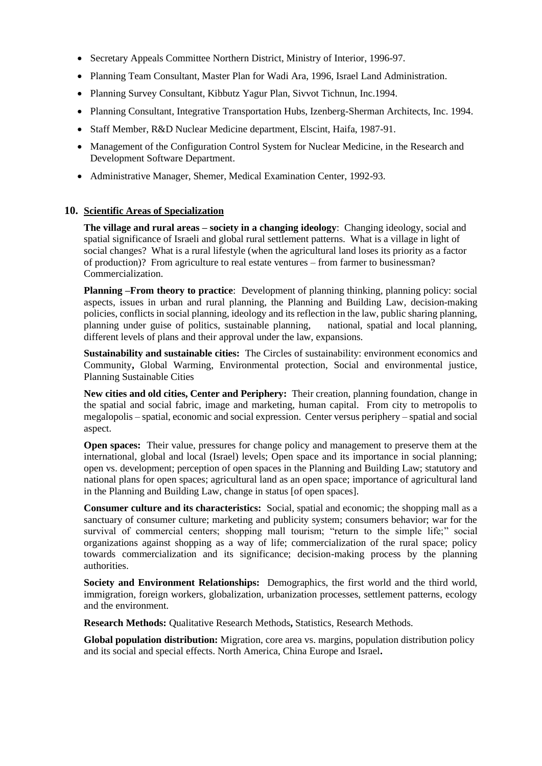- Secretary Appeals Committee Northern District, Ministry of Interior, 1996-97.
- Planning Team Consultant, Master Plan for Wadi Ara, 1996, Israel Land Administration.
- Planning Survey Consultant, Kibbutz Yagur Plan, Sivvot Tichnun, Inc.1994.
- Planning Consultant, Integrative Transportation Hubs, Izenberg-Sherman Architects, Inc. 1994.
- Staff Member, R&D Nuclear Medicine department, Elscint, Haifa, 1987-91.
- Management of the Configuration Control System for Nuclear Medicine, in the Research and Development Software Department.
- Administrative Manager, Shemer, Medical Examination Center, 1992-93.

## 10. Scientific Areas of Specialization

**The village and rural areas – society in a changing ideology**: Changing ideology, social and spatial significance of Israeli and global rural settlement patterns. What is a village in light of social changes? What is a rural lifestyle (when the agricultural land loses its priority as a factor of production)? From agriculture to real estate ventures – from farmer to businessman? Commercialization.

**Planning –From theory to practice**: Development of planning thinking, planning policy: social aspects, issues in urban and rural planning, the Planning and Building Law, decision-making policies, conflicts in social planning, ideology and its reflection in the law, public sharing planning, planning under guise of politics, sustainable planning, national, spatial and local planning, different levels of plans and their approval under the law, expansions.

**Sustainability and sustainable cities:** The Circles of sustainability: environment economics and Community**,** Global Warming, Environmental protection, Social and environmental justice, Planning Sustainable Cities

**New cities and old cities, Center and Periphery:** Their creation, planning foundation, change in the spatial and social fabric, image and marketing, human capital. From city to metropolis to megalopolis – spatial, economic and social expression. Center versus periphery – spatial and social aspect.

**Open spaces:** Their value, pressures for change policy and management to preserve them at the international, global and local (Israel) levels; Open space and its importance in social planning; open vs. development; perception of open spaces in the Planning and Building Law; statutory and national plans for open spaces; agricultural land as an open space; importance of agricultural land in the Planning and Building Law, change in status [of open spaces].

**Consumer culture and its characteristics:** Social, spatial and economic; the shopping mall as a sanctuary of consumer culture; marketing and publicity system; consumers behavior; war for the survival of commercial centers; shopping mall tourism; "return to the simple life;" social organizations against shopping as a way of life; commercialization of the rural space; policy towards commercialization and its significance; decision-making process by the planning authorities.

**Society and Environment Relationships:** Demographics, the first world and the third world, immigration, foreign workers, globalization, urbanization processes, settlement patterns, ecology and the environment.

**Research Methods:** Qualitative Research Methods**,** Statistics, Research Methods.

**Global population distribution:** Migration, core area vs. margins, population distribution policy and its social and special effects. North America, China Europe and Israel**.**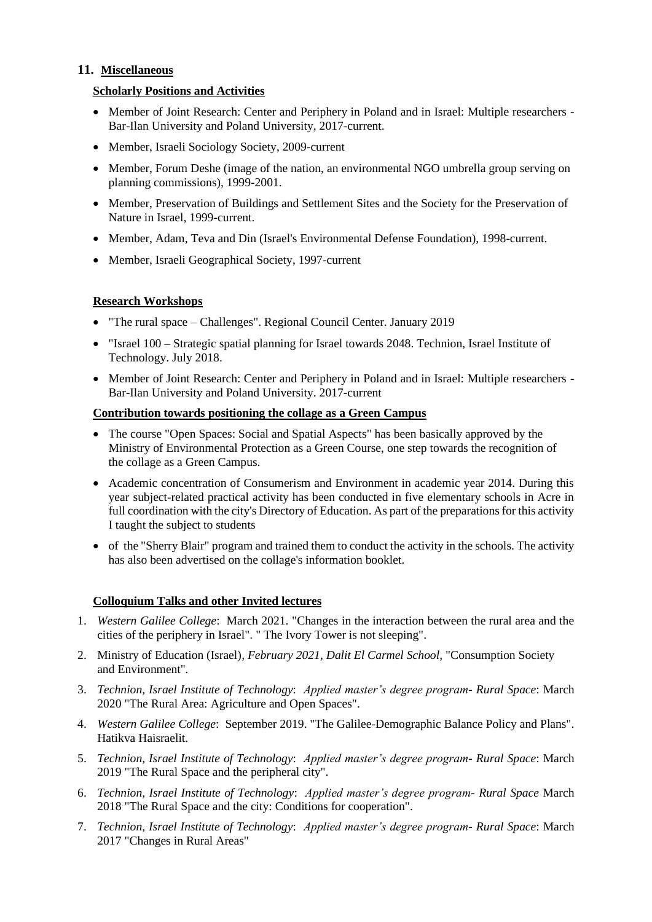## 11. Miscellaneous

### Scholarly Positions and Activities

- Member of Joint Research: Center and Periphery in Poland and in Israel: Multiple researchers - Bar-Ilan University and Poland University, 2017-current.
- Member, Israeli Sociology Society, 2009-current
- Member, Forum Deshe (image of the nation, an environmental NGO umbrella group serving on planning commissions), 1999-2001.
- Member, Preservation of Buildings and Settlement Sites and the Society for the Preservation of Nature in Israel, 1999-current.
- Member, Adam, Teva and Din (Israel's Environmental Defense Foundation), 1998-current.
- Member, Israeli Geographical Society, 1997-current

### Research Workshops

- "The rural space – Challenges". Regional Council Center. January 2019
- "Israel 100 – Strategic spatial planning for Israel towards 2048. Technion, Israel Institute of Technology. July 2018.
- Member of Joint Research: Center and Periphery in Poland and in Israel: Multiple researchers - Bar-Ilan University and Poland University. 2017-current

### Contribution towards positioning the collage as a Green Campus

- The course "Open Spaces: Social and Spatial Aspects" has been basically approved by the Ministry of Environmental Protection as a Green Course, one step towards the recognition of the collage as a Green Campus.
- Academic concentration of Consumerism and Environment in academic year 2014. During this year subject-related practical activity has been conducted in five elementary schools in Acre in full coordination with the city's Directory of Education. As part of the preparations for this activity I taught the subject to students
- of the "Sherry Blair" program and trained them to conduct the activity in the schools. The activity has also been advertised on the collage's information booklet.

### Colloquium Talks and other Invited lectures

1. *Western Galilee College*: March 2021. "Changes in the interaction between the rural area and the cities of the periphery in Israel". " The Ivory Tower is not sleeping".
2. Ministry of Education (Israel)*, February 2021, Dalit El Carmel School,* "Consumption Society and Environment".
3. *Technion, Israel Institute of Technology*: *Applied master's degree program- Rural Space*: March 2020 "The Rural Area: Agriculture and Open Spaces".
4. *Western Galilee College*: September 2019. "The Galilee-Demographic Balance Policy and Plans". Hatikva Haisraelit.
5. *Technion, Israel Institute of Technology*: *Applied master's degree program- Rural Space*: March 2019 "The Rural Space and the peripheral city".
6. *Technion, Israel Institute of Technology*: *Applied master's degree program- Rural Space* March 2018 "The Rural Space and the city: Conditions for cooperation".
7. *Technion, Israel Institute of Technology*: *Applied master's degree program- Rural Space*: March 2017 "Changes in Rural Areas"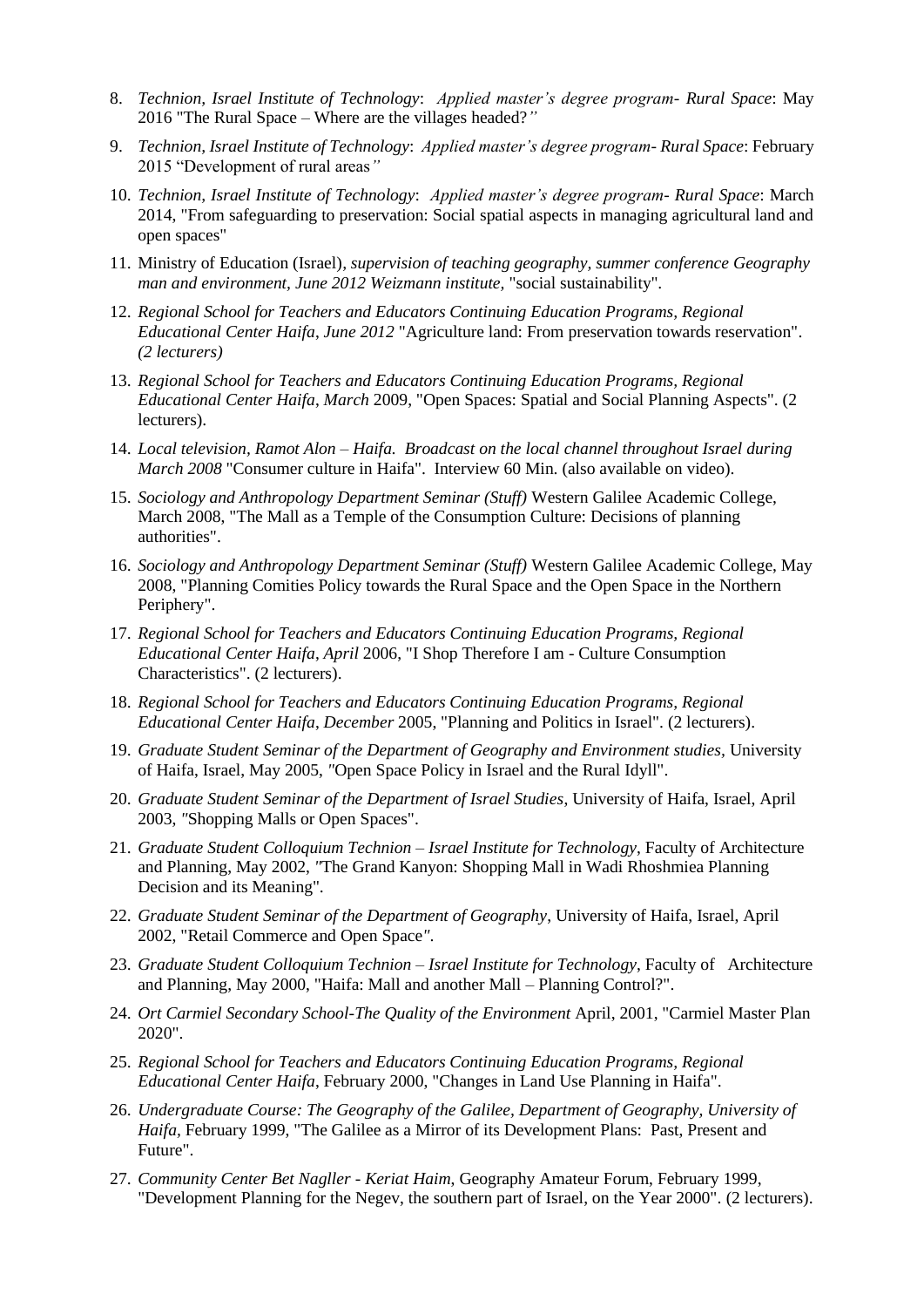8. *Technion, Israel Institute of Technology*: *Applied master's degree program- Rural Space*: May 2016 "The Rural Space – Where are the villages headed?*"*

9. *Technion, Israel Institute of Technology*: *Applied master's degree program- Rural Space*: February 2015 "Development of rural areas*"*

10. *Technion, Israel Institute of Technology*: *Applied master's degree program- Rural Space*: March 2014, "From safeguarding to preservation: Social spatial aspects in managing agricultural land and open spaces"

11. Ministry of Education (Israel), *supervision of teaching geography, summer conference Geography man and environment, June 2012 Weizmann institute,* "social sustainability".

12. *Regional School for Teachers and Educators Continuing Education Programs, Regional Educational Center Haifa, June 2012* "Agriculture land: From preservation towards reservation". *(2 lecturers)*

13. *Regional School for Teachers and Educators Continuing Education Programs, Regional Educational Center Haifa, March* 2009, "Open Spaces: Spatial and Social Planning Aspects". (2 lecturers).

14. *Local television, Ramot Alon – Haifa. Broadcast on the local channel throughout Israel during March 2008* "Consumer culture in Haifa". Interview 60 Min. (also available on video).

15. *Sociology and Anthropology Department Seminar (Stuff)* Western Galilee Academic College, March 2008, "The Mall as a Temple of the Consumption Culture: Decisions of planning authorities".

16. *Sociology and Anthropology Department Seminar (Stuff)* Western Galilee Academic College, May 2008, "Planning Comities Policy towards the Rural Space and the Open Space in the Northern Periphery".

17. *Regional School for Teachers and Educators Continuing Education Programs, Regional Educational Center Haifa, April* 2006, "I Shop Therefore I am - Culture Consumption Characteristics". (2 lecturers).

18. *Regional School for Teachers and Educators Continuing Education Programs, Regional Educational Center Haifa, December* 2005, "Planning and Politics in Israel". (2 lecturers).

19. *Graduate Student Seminar of the Department of Geography and Environment studies*, University of Haifa, Israel, May 2005, "Open Space Policy in Israel and the Rural Idyll".

20. *Graduate Student Seminar of the Department of Israel Studies*, University of Haifa, Israel, April 2003, "Shopping Malls or Open Spaces".

21. *Graduate Student Colloquium Technion – Israel Institute for Technology*, Faculty of Architecture and Planning, May 2002, "The Grand Kanyon: Shopping Mall in Wadi Rhoshmiea Planning Decision and its Meaning".

22. *Graduate Student Seminar of the Department of Geography*, University of Haifa, Israel, April 2002, "Retail Commerce and Open Space*"*.

23. *Graduate Student Colloquium Technion – Israel Institute for Technology*, Faculty of Architecture and Planning, May 2000, "Haifa: Mall and another Mall – Planning Control?".

24. *Ort Carmiel Secondary School-The Quality of the Environment* April, 2001, "Carmiel Master Plan 2020".

25. *Regional School for Teachers and Educators Continuing Education Programs, Regional Educational Center Haifa*, February 2000, "Changes in Land Use Planning in Haifa".

26. *Undergraduate Course: The Geography of the Galilee, Department of Geography, University of Haifa*, February 1999, "The Galilee as a Mirror of its Development Plans: Past, Present and Future".

27. *Community Center Bet Nagller - Keriat Haim*, Geography Amateur Forum, February 1999, "Development Planning for the Negev, the southern part of Israel, on the Year 2000". (2 lecturers).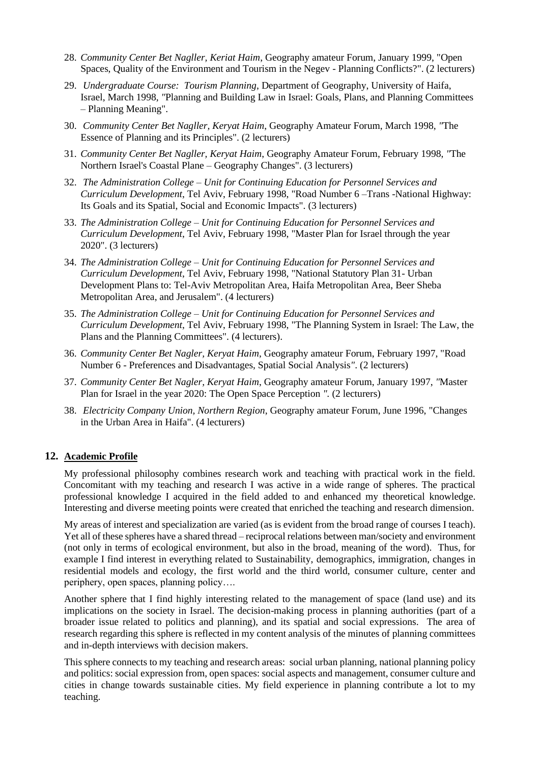28. *Community Center Bet Nagller, Keriat Haim*, Geography amateur Forum, January 1999, "Open Spaces, Quality of the Environment and Tourism in the Negev - Planning Conflicts?". (2 lecturers)

29. *Undergraduate Course: Tourism Planning*, Department of Geography, University of Haifa, Israel, March 1998, "Planning and Building Law in Israel: Goals, Plans, and Planning Committees – Planning Meaning".

30. *Community Center Bet Nagller, Keryat Haim*, Geography Amateur Forum, March 1998, "The Essence of Planning and its Principles". (2 lecturers)

31. *Community Center Bet Nagller, Keryat Haim*, Geography Amateur Forum, February 1998, "The Northern Israel's Coastal Plane – Geography Changes". (3 lecturers)

32. *The Administration College – Unit for Continuing Education for Personnel Services and Curriculum Development*, Tel Aviv, February 1998, "Road Number 6 –Trans -National Highway: Its Goals and its Spatial, Social and Economic Impacts". (3 lecturers)

33. *The Administration College – Unit for Continuing Education for Personnel Services and Curriculum Development*, Tel Aviv, February 1998, "Master Plan for Israel through the year 2020". (3 lecturers)

34. *The Administration College – Unit for Continuing Education for Personnel Services and Curriculum Development*, Tel Aviv, February 1998, "National Statutory Plan 31- Urban Development Plans to: Tel-Aviv Metropolitan Area, Haifa Metropolitan Area, Beer Sheba Metropolitan Area, and Jerusalem". (4 lecturers)

35. *The Administration College – Unit for Continuing Education for Personnel Services and Curriculum Development*, Tel Aviv, February 1998, "The Planning System in Israel: The Law, the Plans and the Planning Committees". (4 lecturers).

36. *Community Center Bet Nagler, Keryat Haim*, Geography amateur Forum, February 1997, "Road Number 6 - Preferences and Disadvantages, Spatial Social Analysis". (2 lecturers)

37. *Community Center Bet Nagler, Keryat Haim*, Geography amateur Forum, January 1997, "Master Plan for Israel in the year 2020: The Open Space Perception ". (2 lecturers)

38. *Electricity Company Union, Northern Region*, Geography amateur Forum, June 1996, "Changes in the Urban Area in Haifa". (4 lecturers)

## 12. Academic Profile

My professional philosophy combines research work and teaching with practical work in the field. Concomitant with my teaching and research I was active in a wide range of spheres. The practical professional knowledge I acquired in the field added to and enhanced my theoretical knowledge. Interesting and diverse meeting points were created that enriched the teaching and research dimension.

My areas of interest and specialization are varied (as is evident from the broad range of courses I teach). Yet all of these spheres have a shared thread – reciprocal relations between man/society and environment (not only in terms of ecological environment, but also in the broad, meaning of the word). Thus, for example I find interest in everything related to Sustainability, demographics, immigration, changes in residential models and ecology, the first world and the third world, consumer culture, center and periphery, open spaces, planning policy….

Another sphere that I find highly interesting related to the management of space (land use) and its implications on the society in Israel. The decision-making process in planning authorities (part of a broader issue related to politics and planning), and its spatial and social expressions. The area of research regarding this sphere is reflected in my content analysis of the minutes of planning committees and in-depth interviews with decision makers.

This sphere connects to my teaching and research areas: social urban planning, national planning policy and politics: social expression from, open spaces: social aspects and management, consumer culture and cities in change towards sustainable cities. My field experience in planning contribute a lot to my teaching.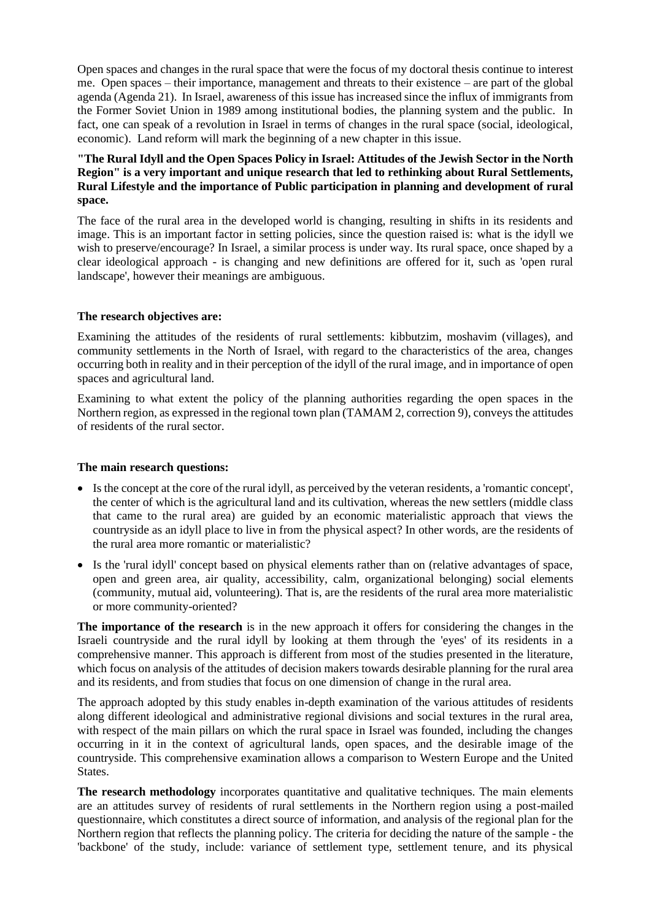Open spaces and changes in the rural space that were the focus of my doctoral thesis continue to interest me. Open spaces – their importance, management and threats to their existence – are part of the global agenda (Agenda 21). In Israel, awareness of this issue has increased since the influx of immigrants from the Former Soviet Union in 1989 among institutional bodies, the planning system and the public. In fact, one can speak of a revolution in Israel in terms of changes in the rural space (social, ideological, economic). Land reform will mark the beginning of a new chapter in this issue.

**"The Rural Idyll and the Open Spaces Policy in Israel: Attitudes of the Jewish Sector in the North Region" is a very important and unique research that led to rethinking about Rural Settlements, Rural Lifestyle and the importance of Public participation in planning and development of rural space.**

The face of the rural area in the developed world is changing, resulting in shifts in its residents and image. This is an important factor in setting policies, since the question raised is: what is the idyll we wish to preserve/encourage? In Israel, a similar process is under way. Its rural space, once shaped by a clear ideological approach - is changing and new definitions are offered for it, such as 'open rural landscape', however their meanings are ambiguous.

**The research objectives are:**

Examining the attitudes of the residents of rural settlements: kibbutzim, moshavim (villages), and community settlements in the North of Israel, with regard to the characteristics of the area, changes occurring both in reality and in their perception of the idyll of the rural image, and in importance of open spaces and agricultural land.

Examining to what extent the policy of the planning authorities regarding the open spaces in the Northern region, as expressed in the regional town plan (TAMAM 2, correction 9), conveys the attitudes of residents of the rural sector.

**The main research questions:**

- Is the concept at the core of the rural idyll, as perceived by the veteran residents, a 'romantic concept', the center of which is the agricultural land and its cultivation, whereas the new settlers (middle class that came to the rural area) are guided by an economic materialistic approach that views the countryside as an idyll place to live in from the physical aspect? In other words, are the residents of the rural area more romantic or materialistic?
- Is the 'rural idyll' concept based on physical elements rather than on (relative advantages of space, open and green area, air quality, accessibility, calm, organizational belonging) social elements (community, mutual aid, volunteering). That is, are the residents of the rural area more materialistic or more community-oriented?

**The importance of the research** is in the new approach it offers for considering the changes in the Israeli countryside and the rural idyll by looking at them through the 'eyes' of its residents in a comprehensive manner. This approach is different from most of the studies presented in the literature, which focus on analysis of the attitudes of decision makers towards desirable planning for the rural area and its residents, and from studies that focus on one dimension of change in the rural area.

The approach adopted by this study enables in-depth examination of the various attitudes of residents along different ideological and administrative regional divisions and social textures in the rural area, with respect of the main pillars on which the rural space in Israel was founded, including the changes occurring in it in the context of agricultural lands, open spaces, and the desirable image of the countryside. This comprehensive examination allows a comparison to Western Europe and the United States.

**The research methodology** incorporates quantitative and qualitative techniques. The main elements are an attitudes survey of residents of rural settlements in the Northern region using a post-mailed questionnaire, which constitutes a direct source of information, and analysis of the regional plan for the Northern region that reflects the planning policy. The criteria for deciding the nature of the sample - the 'backbone' of the study, include: variance of settlement type, settlement tenure, and its physical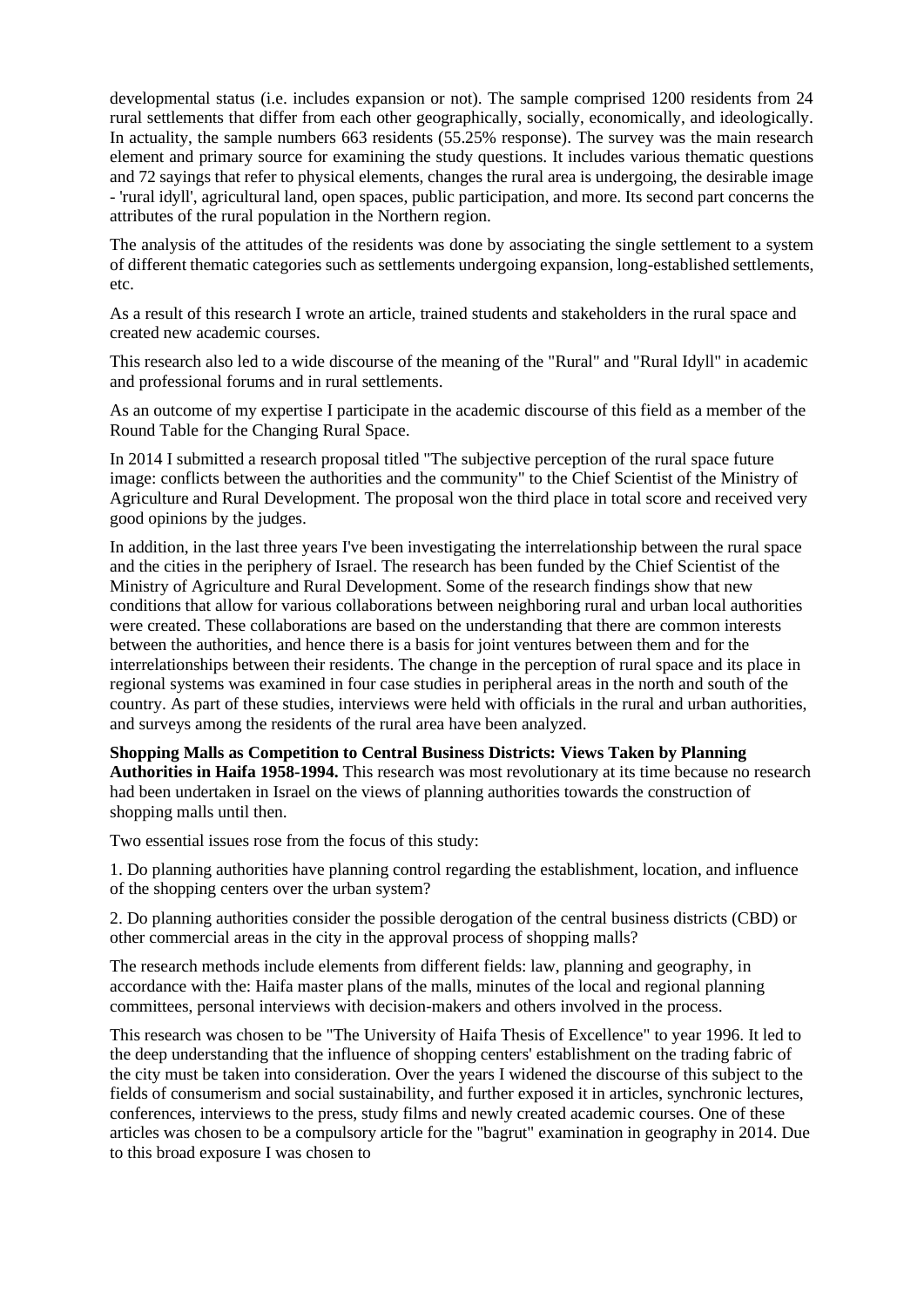developmental status (i.e. includes expansion or not). The sample comprised 1200 residents from 24 rural settlements that differ from each other geographically, socially, economically, and ideologically. In actuality, the sample numbers 663 residents (55.25% response). The survey was the main research element and primary source for examining the study questions. It includes various thematic questions and 72 sayings that refer to physical elements, changes the rural area is undergoing, the desirable image - 'rural idyll', agricultural land, open spaces, public participation, and more. Its second part concerns the attributes of the rural population in the Northern region.

The analysis of the attitudes of the residents was done by associating the single settlement to a system of different thematic categories such as settlements undergoing expansion, long-established settlements, etc.

As a result of this research I wrote an article, trained students and stakeholders in the rural space and created new academic courses.

This research also led to a wide discourse of the meaning of the "Rural" and "Rural Idyll" in academic and professional forums and in rural settlements.

As an outcome of my expertise I participate in the academic discourse of this field as a member of the Round Table for the Changing Rural Space.

In 2014 I submitted a research proposal titled "The subjective perception of the rural space future image: conflicts between the authorities and the community" to the Chief Scientist of the Ministry of Agriculture and Rural Development. The proposal won the third place in total score and received very good opinions by the judges.

In addition, in the last three years I've been investigating the interrelationship between the rural space and the cities in the periphery of Israel. The research has been funded by the Chief Scientist of the Ministry of Agriculture and Rural Development. Some of the research findings show that new conditions that allow for various collaborations between neighboring rural and urban local authorities were created. These collaborations are based on the understanding that there are common interests between the authorities, and hence there is a basis for joint ventures between them and for the interrelationships between their residents. The change in the perception of rural space and its place in regional systems was examined in four case studies in peripheral areas in the north and south of the country. As part of these studies, interviews were held with officials in the rural and urban authorities, and surveys among the residents of the rural area have been analyzed.

**Shopping Malls as Competition to Central Business Districts: Views Taken by Planning Authorities in Haifa 1958-1994.** This research was most revolutionary at its time because no research had been undertaken in Israel on the views of planning authorities towards the construction of shopping malls until then.

Two essential issues rose from the focus of this study:

1. Do planning authorities have planning control regarding the establishment, location, and influence of the shopping centers over the urban system?

2. Do planning authorities consider the possible derogation of the central business districts (CBD) or other commercial areas in the city in the approval process of shopping malls?

The research methods include elements from different fields: law, planning and geography, in accordance with the: Haifa master plans of the malls, minutes of the local and regional planning committees, personal interviews with decision-makers and others involved in the process.

This research was chosen to be "The University of Haifa Thesis of Excellence" to year 1996. It led to the deep understanding that the influence of shopping centers' establishment on the trading fabric of the city must be taken into consideration. Over the years I widened the discourse of this subject to the fields of consumerism and social sustainability, and further exposed it in articles, synchronic lectures, conferences, interviews to the press, study films and newly created academic courses. One of these articles was chosen to be a compulsory article for the "bagrut" examination in geography in 2014. Due to this broad exposure I was chosen to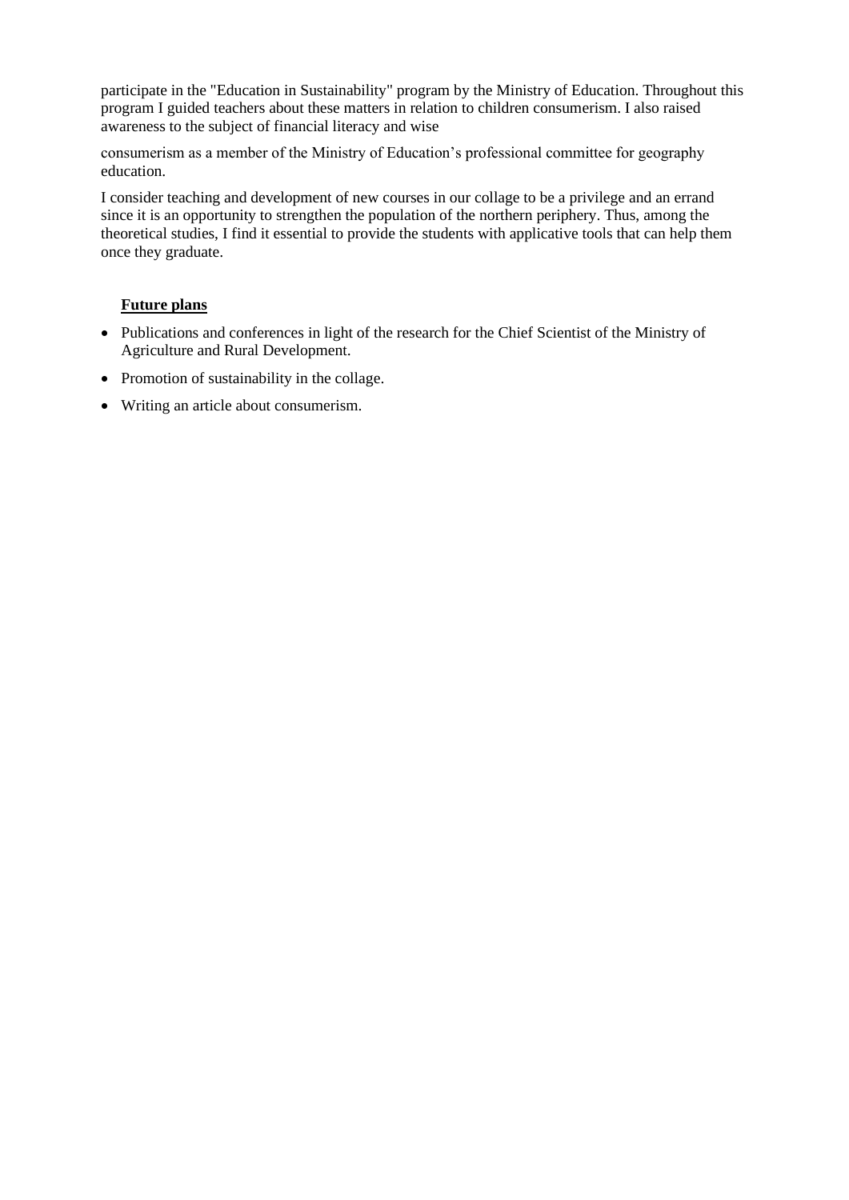participate in the "Education in Sustainability" program by the Ministry of Education. Throughout this program I guided teachers about these matters in relation to children consumerism. I also raised awareness to the subject of financial literacy and wise

consumerism as a member of the Ministry of Education's professional committee for geography education.

I consider teaching and development of new courses in our collage to be a privilege and an errand since it is an opportunity to strengthen the population of the northern periphery. Thus, among the theoretical studies, I find it essential to provide the students with applicative tools that can help them once they graduate.

**Future plans**

- Publications and conferences in light of the research for the Chief Scientist of the Ministry of Agriculture and Rural Development.
- Promotion of sustainability in the collage.
- Writing an article about consumerism.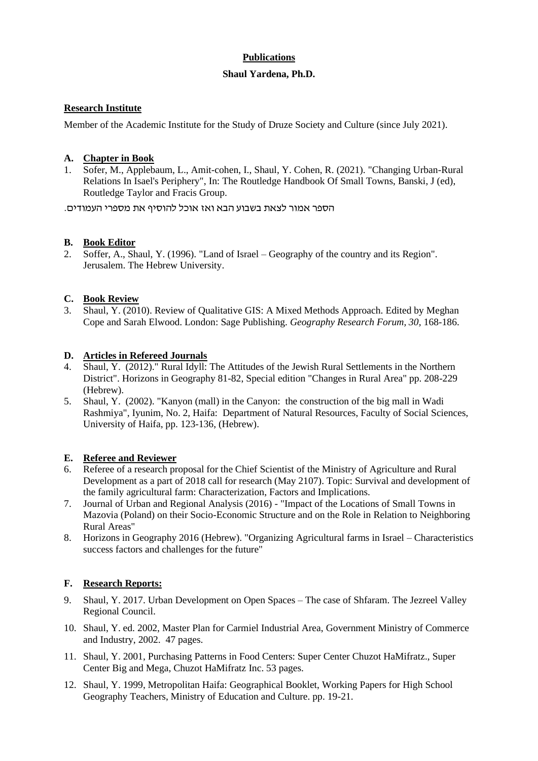**Publications**

**Shaul Yardena, Ph.D.**

**Research Institute**

Member of the Academic Institute for the Study of Druze Society and Culture (since July 2021).

**A. Chapter in Book**

1. Sofer, M., Applebaum, L., Amit-cohen, I., Shaul, Y. Cohen, R. (2021). "Changing Urban-Rural Relations In Isael's Periphery", In: The Routledge Handbook Of Small Towns, Banski, J (ed), Routledge Taylor and Fracis Group.

הספר אמור לצאת בשבוע הבא ואז אוכל להוסיף את מספרי העמודים.

**B. Book Editor**

2. Soffer, A., Shaul, Y. (1996). "Land of Israel – Geography of the country and its Region". Jerusalem. The Hebrew University.

**C. Book Review**

3. Shaul, Y. (2010). Review of Qualitative GIS: A Mixed Methods Approach. Edited by Meghan Cope and Sarah Elwood. London: Sage Publishing. *Geography Research Forum, 30,* 168-186.

**D. Articles in Refereed Journals**

4. Shaul, Y. (2012)." Rural Idyll: The Attitudes of the Jewish Rural Settlements in the Northern District". Horizons in Geography 81-82, Special edition "Changes in Rural Area" pp. 208-229 (Hebrew).
5. Shaul, Y. (2002). "Kanyon (mall) in the Canyon: the construction of the big mall in Wadi Rashmiya", Iyunim, No. 2, Haifa: Department of Natural Resources, Faculty of Social Sciences, University of Haifa, pp. 123-136, (Hebrew).

**E. Referee and Reviewer**

6. Referee of a research proposal for the Chief Scientist of the Ministry of Agriculture and Rural Development as a part of 2018 call for research (May 2107). Topic: Survival and development of the family agricultural farm: Characterization, Factors and Implications.
7. Journal of Urban and Regional Analysis (2016) - "Impact of the Locations of Small Towns in Mazovia (Poland) on their Socio-Economic Structure and on the Role in Relation to Neighboring Rural Areas"
8. Horizons in Geography 2016 (Hebrew). "Organizing Agricultural farms in Israel – Characteristics success factors and challenges for the future"

**F. Research Reports:**

9. Shaul, Y. 2017. Urban Development on Open Spaces – The case of Shfaram. The Jezreel Valley Regional Council.
10. Shaul, Y. ed. 2002, Master Plan for Carmiel Industrial Area, Government Ministry of Commerce and Industry, 2002. 47 pages.
11. Shaul, Y. 2001, Purchasing Patterns in Food Centers: Super Center Chuzot HaMifratz., Super Center Big and Mega, Chuzot HaMifratz Inc. 53 pages.
12. Shaul, Y. 1999, Metropolitan Haifa: Geographical Booklet, Working Papers for High School Geography Teachers, Ministry of Education and Culture. pp. 19-21.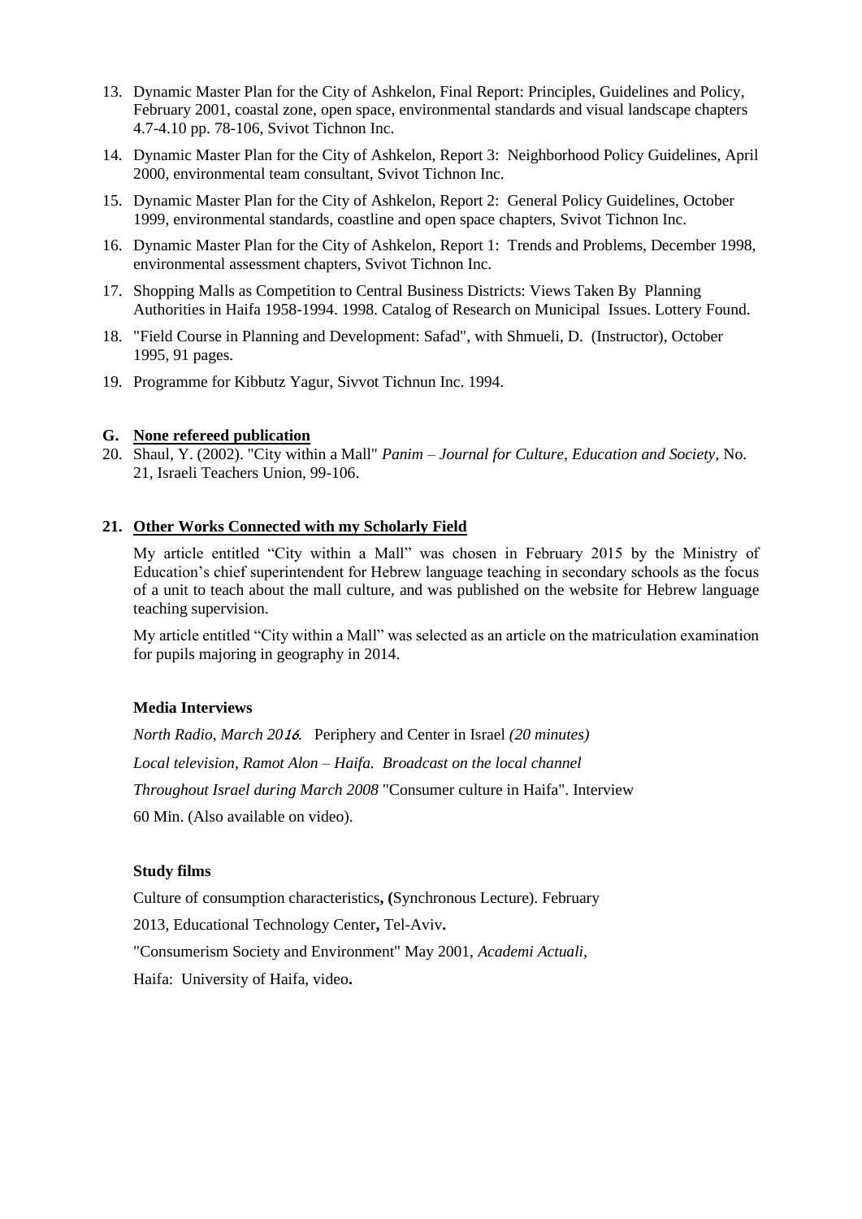13. Dynamic Master Plan for the City of Ashkelon, Final Report: Principles, Guidelines and Policy, February 2001, coastal zone, open space, environmental standards and visual landscape chapters 4.7-4.10 pp. 78-106, Svivot Tichnon Inc.
14. Dynamic Master Plan for the City of Ashkelon, Report 3: Neighborhood Policy Guidelines, April 2000, environmental team consultant, Svivot Tichnon Inc.
15. Dynamic Master Plan for the City of Ashkelon, Report 2: General Policy Guidelines, October 1999, environmental standards, coastline and open space chapters, Svivot Tichnon Inc.
16. Dynamic Master Plan for the City of Ashkelon, Report 1: Trends and Problems, December 1998, environmental assessment chapters, Svivot Tichnon Inc.
17. Shopping Malls as Competition to Central Business Districts: Views Taken By Planning Authorities in Haifa 1958-1994. 1998. Catalog of Research on Municipal Issues. Lottery Found.
18. "Field Course in Planning and Development: Safad", with Shmueli, D. (Instructor), October 1995, 91 pages.
19. Programme for Kibbutz Yagur, Sivvot Tichnun Inc. 1994.

**G. <u>None refereed publication</u>**

20. Shaul, Y. (2002). "City within a Mall" *Panim – Journal for Culture, Education and Society*, No. 21, Israeli Teachers Union, 99-106.

**21. <u>Other Works Connected with my Scholarly Field</u>**

My article entitled "City within a Mall" was chosen in February 2015 by the Ministry of Education's chief superintendent for Hebrew language teaching in secondary schools as the focus of a unit to teach about the mall culture, and was published on the website for Hebrew language teaching supervision.

My article entitled "City within a Mall" was selected as an article on the matriculation examination for pupils majoring in geography in 2014.

**Media Interviews**

*North Radio, March 2016.* Periphery and Center in Israel *(20 minutes)*

*Local television, Ramot Alon – Haifa. Broadcast on the local channel*

*Throughout Israel during March 2008* "Consumer culture in Haifa". Interview

60 Min. (Also available on video).

**Study films**

Culture of consumption characteristics**, (**Synchronous Lecture). February

2013, Educational Technology Center**,** Tel-Aviv**.**

"Consumerism Society and Environment" May 2001, *Academi Actuali*,

Haifa: University of Haifa, video**.**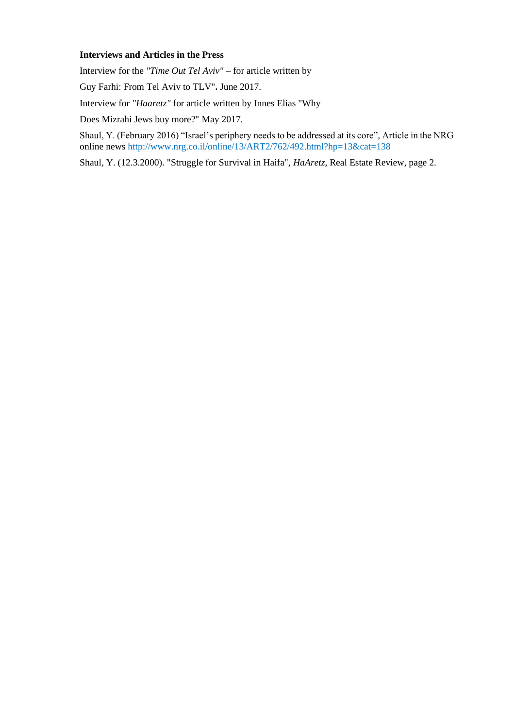**Interviews and Articles in the Press**

Interview for the *"Time Out Tel Aviv"* – for article written by

Guy Farhi: From Tel Aviv to TLV"**.** June 2017.

Interview for *"Haaretz"* for article written by Innes Elias "Why

Does Mizrahi Jews buy more?" May 2017.

Shaul, Y. (February 2016) "Israel's periphery needs to be addressed at its core", Article in the NRG online news http://www.nrg.co.il/online/13/ART2/762/492.html?hp=13&cat=138

Shaul, Y. (12.3.2000). "Struggle for Survival in Haifa", *HaAretz*, Real Estate Review, page 2.